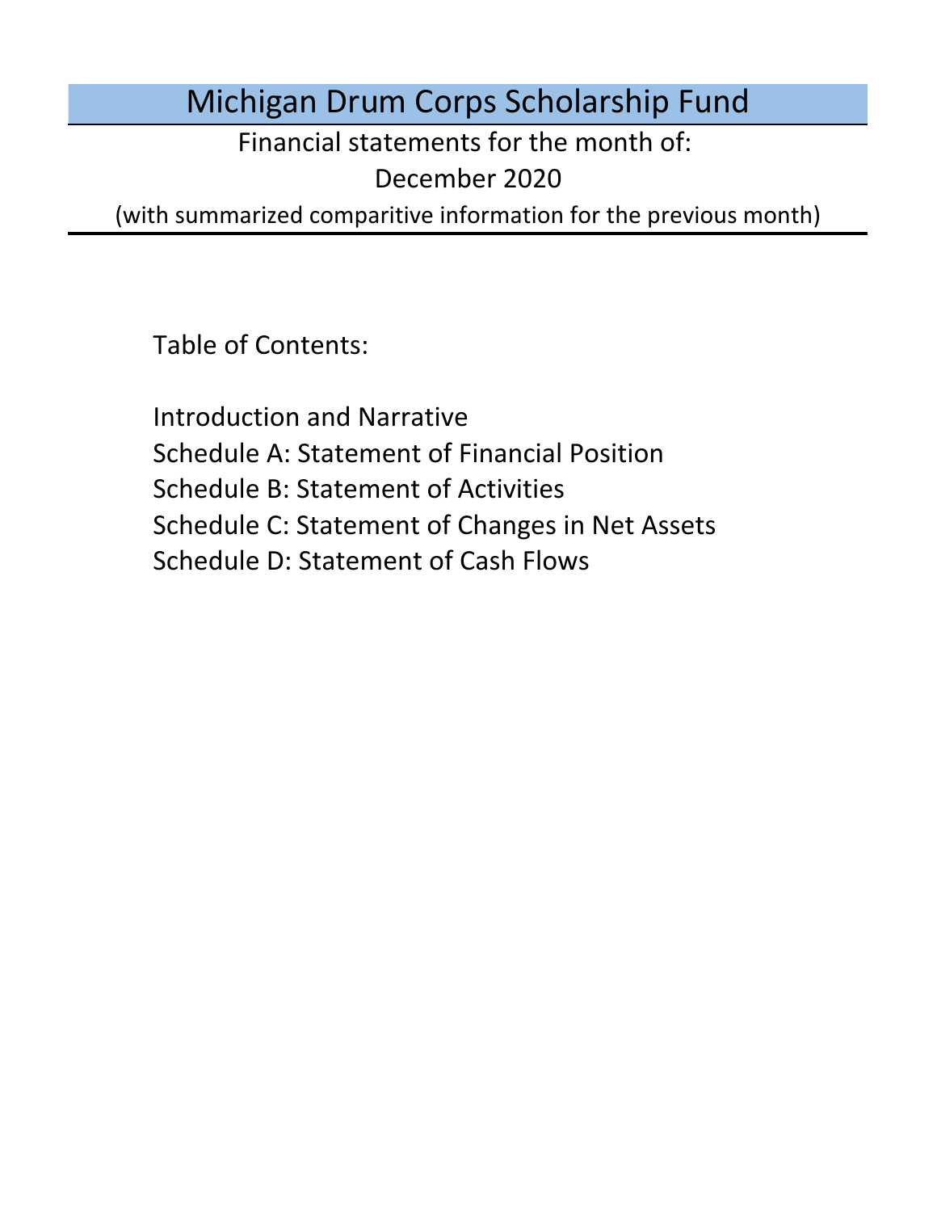# Michigan Drum Corps Scholarship Fund

Financial statements for the month of:

December 2020

(with summarized comparitive information for the previous month)

Table of Contents:

Introduction and Narrative

Schedule A: Statement of Financial Position

Schedule B: Statement of Activities

Schedule C: Statement of Changes in Net Assets

Schedule D: Statement of Cash Flows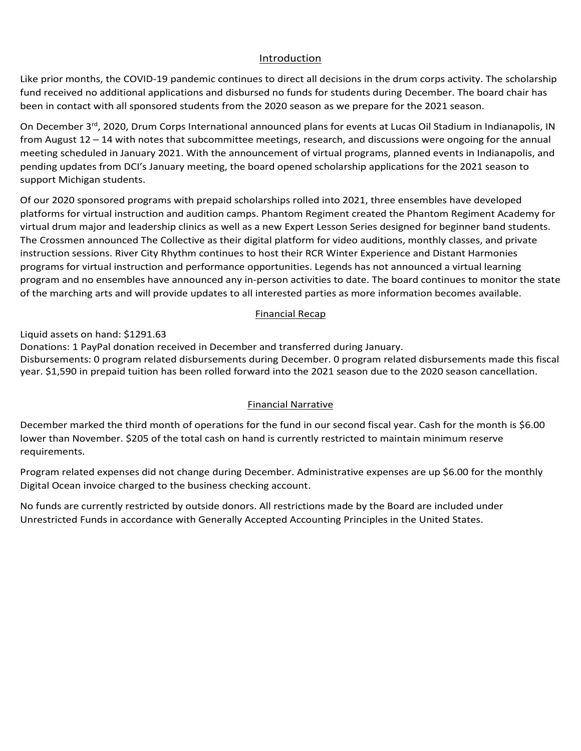## Introduction

Like prior months, the COVID-19 pandemic continues to direct all decisions in the drum corps activity. The scholarship fund received no additional applications and disbursed no funds for students during December. The board chair has been in contact with all sponsored students from the 2020 season as we prepare for the 2021 season.

On December 3rd, 2020, Drum Corps International announced plans for events at Lucas Oil Stadium in Indianapolis, IN from August 12 – 14 with notes that subcommittee meetings, research, and discussions were ongoing for the annual meeting scheduled in January 2021. With the announcement of virtual programs, planned events in Indianapolis, and pending updates from DCI's January meeting, the board opened scholarship applications for the 2021 season to support Michigan students.

Of our 2020 sponsored programs with prepaid scholarships rolled into 2021, three ensembles have developed platforms for virtual instruction and audition camps. Phantom Regiment created the Phantom Regiment Academy for virtual drum major and leadership clinics as well as a new Expert Lesson Series designed for beginner band students. The Crossmen announced The Collective as their digital platform for video auditions, monthly classes, and private instruction sessions. River City Rhythm continues to host their RCR Winter Experience and Distant Harmonies programs for virtual instruction and performance opportunities. Legends has not announced a virtual learning program and no ensembles have announced any in-person activities to date. The board continues to monitor the state of the marching arts and will provide updates to all interested parties as more information becomes available.

## Financial Recap

Liquid assets on hand: $1291.63
Donations: 1 PayPal donation received in December and transferred during January.
Disbursements: 0 program related disbursements during December. 0 program related disbursements made this fiscal year. $1,590 in prepaid tuition has been rolled forward into the 2021 season due to the 2020 season cancellation.

## Financial Narrative

December marked the third month of operations for the fund in our second fiscal year. Cash for the month is $6.00 lower than November. $205 of the total cash on hand is currently restricted to maintain minimum reserve requirements.

Program related expenses did not change during December. Administrative expenses are up $6.00 for the monthly Digital Ocean invoice charged to the business checking account.

No funds are currently restricted by outside donors. All restrictions made by the Board are included under Unrestricted Funds in accordance with Generally Accepted Accounting Principles in the United States.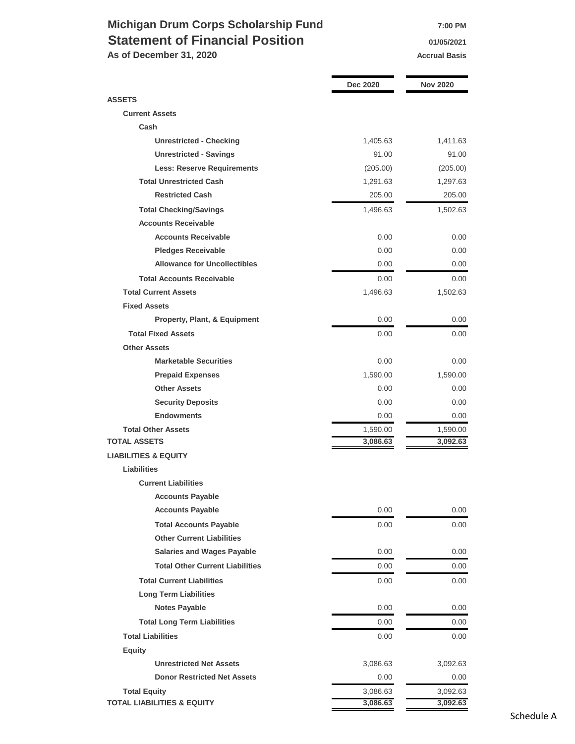# Michigan Drum Corps Scholarship Fund

## Statement of Financial Position

**As of December 31, 2020**

7:00 PM
01/05/2021
Accrual Basis

| | Dec 2020 | Nov 2020 |
|---|---|---|
| **ASSETS** | | |
| **Current Assets** | | |
| **Cash** | | |
| **Unrestricted - Checking** | 1,405.63 | 1,411.63 |
| **Unrestricted - Savings** | 91.00 | 91.00 |
| **Less: Reserve Requirements** | (205.00) | (205.00) |
| **Total Unrestricted Cash** | 1,291.63 | 1,297.63 |
| **Restricted Cash** | 205.00 | 205.00 |
| **Total Checking/Savings** | 1,496.63 | 1,502.63 |
| **Accounts Receivable** | | |
| **Accounts Receivable** | 0.00 | 0.00 |
| **Pledges Receivable** | 0.00 | 0.00 |
| **Allowance for Uncollectibles** | 0.00 | 0.00 |
| **Total Accounts Receivable** | 0.00 | 0.00 |
| **Total Current Assets** | 1,496.63 | 1,502.63 |
| **Fixed Assets** | | |
| **Property, Plant, & Equipment** | 0.00 | 0.00 |
| **Total Fixed Assets** | 0.00 | 0.00 |
| **Other Assets** | | |
| **Marketable Securities** | 0.00 | 0.00 |
| **Prepaid Expenses** | 1,590.00 | 1,590.00 |
| **Other Assets** | 0.00 | 0.00 |
| **Security Deposits** | 0.00 | 0.00 |
| **Endowments** | 0.00 | 0.00 |
| **Total Other Assets** | 1,590.00 | 1,590.00 |
| **TOTAL ASSETS** | **3,086.63** | **3,092.63** |
| **LIABILITIES & EQUITY** | | |
| **Liabilities** | | |
| **Current Liabilities** | | |
| **Accounts Payable** | | |
| **Accounts Payable** | 0.00 | 0.00 |
| **Total Accounts Payable** | 0.00 | 0.00 |
| **Other Current Liabilities** | | |
| **Salaries and Wages Payable** | 0.00 | 0.00 |
| **Total Other Current Liabilities** | 0.00 | 0.00 |
| **Total Current Liabilities** | 0.00 | 0.00 |
| **Long Term Liabilities** | | |
| **Notes Payable** | 0.00 | 0.00 |
| **Total Long Term Liabilities** | 0.00 | 0.00 |
| **Total Liabilities** | 0.00 | 0.00 |
| **Equity** | | |
| **Unrestricted Net Assets** | 3,086.63 | 3,092.63 |
| **Donor Restricted Net Assets** | 0.00 | 0.00 |
| **Total Equity** | 3,086.63 | 3,092.63 |
| **TOTAL LIABILITIES & EQUITY** | **3,086.63** | **3,092.63** |

Schedule A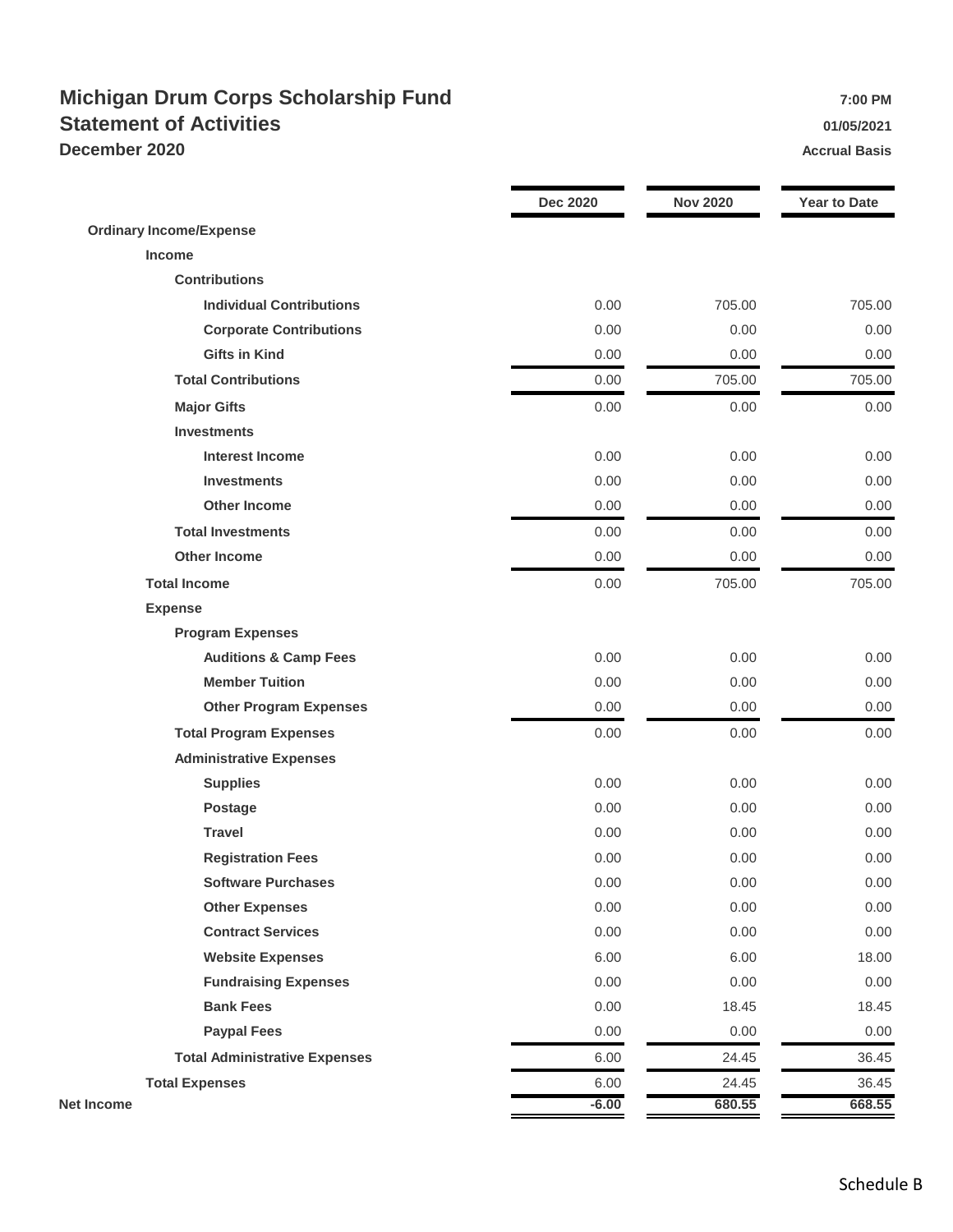# Michigan Drum Corps Scholarship Fund

## Statement of Activities

### December 2020

7:00 PM
01/05/2021
Accrual Basis

| | Dec 2020 | Nov 2020 | Year to Date |
|---|---|---|---|
| **Ordinary Income/Expense** | | | |
| **Income** | | | |
| **Contributions** | | | |
| **Individual Contributions** | 0.00 | 705.00 | 705.00 |
| **Corporate Contributions** | 0.00 | 0.00 | 0.00 |
| **Gifts in Kind** | 0.00 | 0.00 | 0.00 |
| **Total Contributions** | 0.00 | 705.00 | 705.00 |
| **Major Gifts** | 0.00 | 0.00 | 0.00 |
| **Investments** | | | |
| **Interest Income** | 0.00 | 0.00 | 0.00 |
| **Investments** | 0.00 | 0.00 | 0.00 |
| **Other Income** | 0.00 | 0.00 | 0.00 |
| **Total Investments** | 0.00 | 0.00 | 0.00 |
| **Other Income** | 0.00 | 0.00 | 0.00 |
| **Total Income** | 0.00 | 705.00 | 705.00 |
| **Expense** | | | |
| **Program Expenses** | | | |
| **Auditions & Camp Fees** | 0.00 | 0.00 | 0.00 |
| **Member Tuition** | 0.00 | 0.00 | 0.00 |
| **Other Program Expenses** | 0.00 | 0.00 | 0.00 |
| **Total Program Expenses** | 0.00 | 0.00 | 0.00 |
| **Administrative Expenses** | | | |
| **Supplies** | 0.00 | 0.00 | 0.00 |
| **Postage** | 0.00 | 0.00 | 0.00 |
| **Travel** | 0.00 | 0.00 | 0.00 |
| **Registration Fees** | 0.00 | 0.00 | 0.00 |
| **Software Purchases** | 0.00 | 0.00 | 0.00 |
| **Other Expenses** | 0.00 | 0.00 | 0.00 |
| **Contract Services** | 0.00 | 0.00 | 0.00 |
| **Website Expenses** | 6.00 | 6.00 | 18.00 |
| **Fundraising Expenses** | 0.00 | 0.00 | 0.00 |
| **Bank Fees** | 0.00 | 18.45 | 18.45 |
| **Paypal Fees** | 0.00 | 0.00 | 0.00 |
| **Total Administrative Expenses** | 6.00 | 24.45 | 36.45 |
| **Total Expenses** | 6.00 | 24.45 | 36.45 |
| **Net Income** | **-6.00** | **680.55** | **668.55** |

Schedule B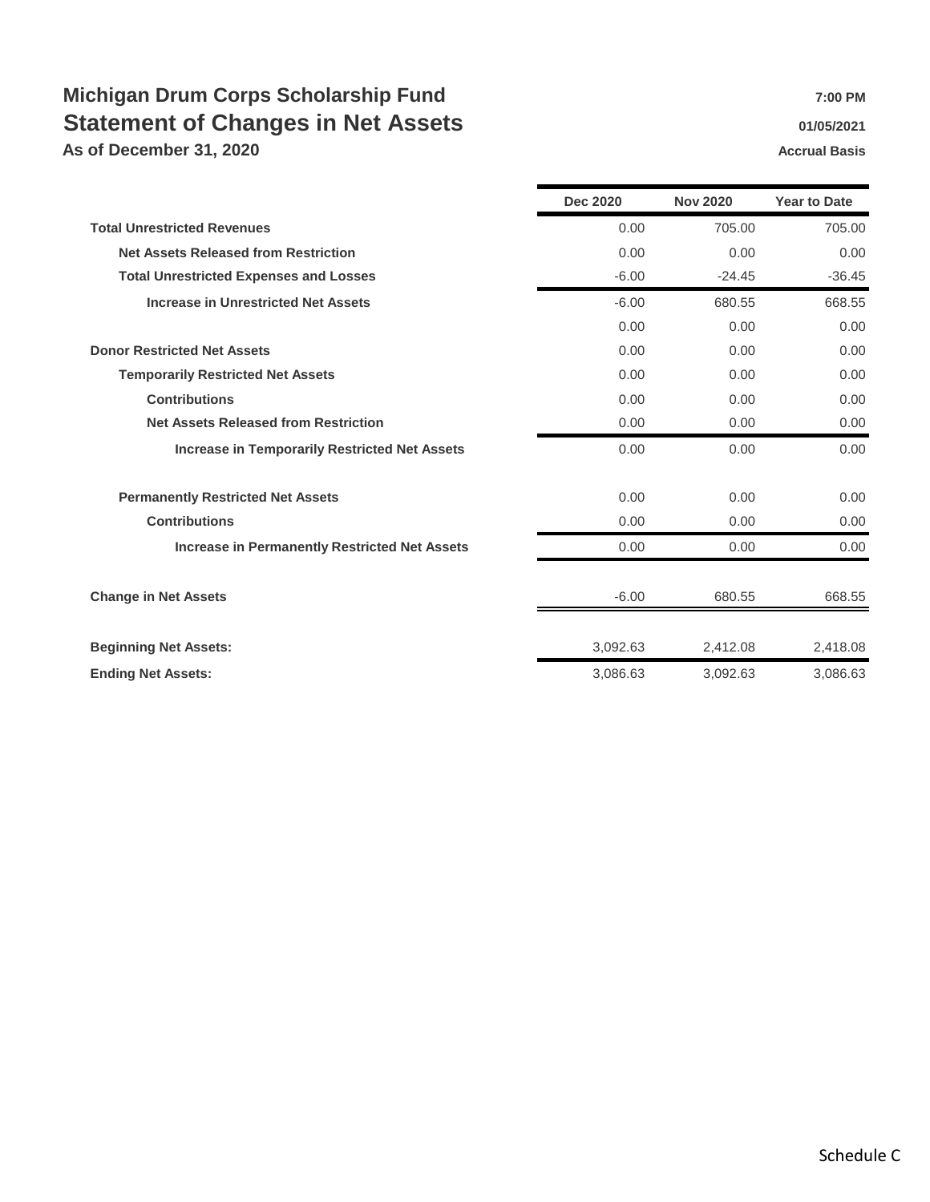# Michigan Drum Corps Scholarship Fund

## Statement of Changes in Net Assets

### As of December 31, 2020

**7:00 PM**
**01/05/2021**
**Accrual Basis**

| | Dec 2020 | Nov 2020 | Year to Date |
|---|---|---|---|
| **Total Unrestricted Revenues** | 0.00 | 705.00 | 705.00 |
| **Net Assets Released from Restriction** | 0.00 | 0.00 | 0.00 |
| **Total Unrestricted Expenses and Losses** | -6.00 | -24.45 | -36.45 |
| **Increase in Unrestricted Net Assets** | -6.00 | 680.55 | 668.55 |
| | 0.00 | 0.00 | 0.00 |
| **Donor Restricted Net Assets** | 0.00 | 0.00 | 0.00 |
| **Temporarily Restricted Net Assets** | 0.00 | 0.00 | 0.00 |
| **Contributions** | 0.00 | 0.00 | 0.00 |
| **Net Assets Released from Restriction** | 0.00 | 0.00 | 0.00 |
| **Increase in Temporarily Restricted Net Assets** | 0.00 | 0.00 | 0.00 |
| **Permanently Restricted Net Assets** | 0.00 | 0.00 | 0.00 |
| **Contributions** | 0.00 | 0.00 | 0.00 |
| **Increase in Permanently Restricted Net Assets** | 0.00 | 0.00 | 0.00 |
| **Change in Net Assets** | -6.00 | 680.55 | 668.55 |
| **Beginning Net Assets:** | 3,092.63 | 2,412.08 | 2,418.08 |
| **Ending Net Assets:** | 3,086.63 | 3,092.63 | 3,086.63 |

Schedule C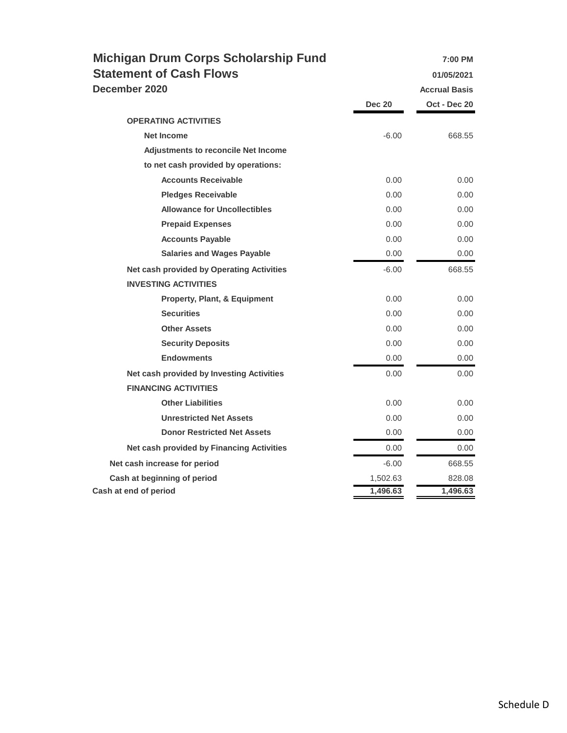# Michigan Drum Corps Scholarship Fund

## Statement of Cash Flows

### December 2020

7:00 PM
01/05/2021
Accrual Basis

| | Dec 20 | Oct - Dec 20 |
|---|---|---|
| **OPERATING ACTIVITIES** | | |
| **Net Income** | -6.00 | 668.55 |
| **Adjustments to reconcile Net Income** | | |
| **to net cash provided by operations:** | | |
| **Accounts Receivable** | 0.00 | 0.00 |
| **Pledges Receivable** | 0.00 | 0.00 |
| **Allowance for Uncollectibles** | 0.00 | 0.00 |
| **Prepaid Expenses** | 0.00 | 0.00 |
| **Accounts Payable** | 0.00 | 0.00 |
| **Salaries and Wages Payable** | 0.00 | 0.00 |
| **Net cash provided by Operating Activities** | -6.00 | 668.55 |
| **INVESTING ACTIVITIES** | | |
| **Property, Plant, & Equipment** | 0.00 | 0.00 |
| **Securities** | 0.00 | 0.00 |
| **Other Assets** | 0.00 | 0.00 |
| **Security Deposits** | 0.00 | 0.00 |
| **Endowments** | 0.00 | 0.00 |
| **Net cash provided by Investing Activities** | 0.00 | 0.00 |
| **FINANCING ACTIVITIES** | | |
| **Other Liabilities** | 0.00 | 0.00 |
| **Unrestricted Net Assets** | 0.00 | 0.00 |
| **Donor Restricted Net Assets** | 0.00 | 0.00 |
| **Net cash provided by Financing Activities** | 0.00 | 0.00 |
| **Net cash increase for period** | -6.00 | 668.55 |
| **Cash at beginning of period** | 1,502.63 | 828.08 |
| **Cash at end of period** | **1,496.63** | **1,496.63** |

Schedule D